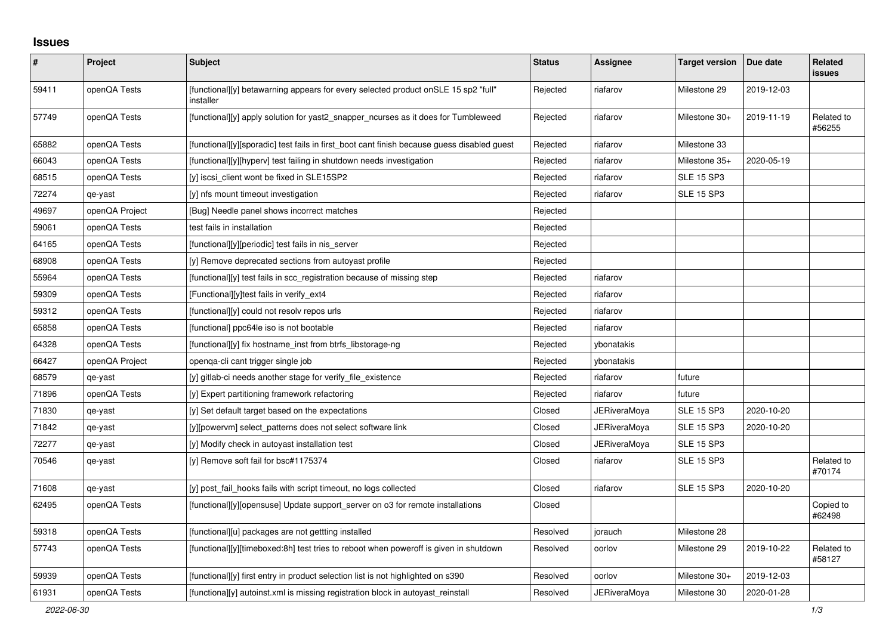# Issues

| # | Project | Subject | Status | Assignee | Target version | Due date | Related issues |
|---|---|---|---|---|---|---|---|
| 59411 | openQA Tests | [functional][y] betawarning appears for every selected product onSLE 15 sp2 "full" installer | Rejected | riafarov | Milestone 29 | 2019-12-03 | |
| 57749 | openQA Tests | [functional][y] apply solution for yast2_snapper_ncurses as it does for Tumbleweed | Rejected | riafarov | Milestone 30+ | 2019-11-19 | Related to #56255 |
| 65882 | openQA Tests | [functional][y][sporadic] test fails in first_boot cant finish because guess disabled guest | Rejected | riafarov | Milestone 33 | | |
| 66043 | openQA Tests | [functional][y][hyperv] test failing in shutdown needs investigation | Rejected | riafarov | Milestone 35+ | 2020-05-19 | |
| 68515 | openQA Tests | [y] iscsi_client wont be fixed in SLE15SP2 | Rejected | riafarov | SLE 15 SP3 | | |
| 72274 | qe-yast | [y] nfs mount timeout investigation | Rejected | riafarov | SLE 15 SP3 | | |
| 49697 | openQA Project | [Bug] Needle panel shows incorrect matches | Rejected | | | | |
| 59061 | openQA Tests | test fails in installation | Rejected | | | | |
| 64165 | openQA Tests | [functional][y][periodic] test fails in nis_server | Rejected | | | | |
| 68908 | openQA Tests | [y] Remove deprecated sections from autoyast profile | Rejected | | | | |
| 55964 | openQA Tests | [functional][y] test fails in scc_registration because of missing step | Rejected | riafarov | | | |
| 59309 | openQA Tests | [Functional][y]test fails in verify_ext4 | Rejected | riafarov | | | |
| 59312 | openQA Tests | [functional][y] could not resolv repos urls | Rejected | riafarov | | | |
| 65858 | openQA Tests | [functional] ppc64le iso is not bootable | Rejected | riafarov | | | |
| 64328 | openQA Tests | [functional][y] fix hostname_inst from btrfs_libstorage-ng | Rejected | ybonatakis | | | |
| 66427 | openQA Project | openqa-cli cant trigger single job | Rejected | ybonatakis | | | |
| 68579 | qe-yast | [y] gitlab-ci needs another stage for verify_file_existence | Rejected | riafarov | future | | |
| 71896 | openQA Tests | [y] Expert partitioning framework refactoring | Rejected | riafarov | future | | |
| 71830 | qe-yast | [y] Set default target based on the expectations | Closed | JERiveraMoya | SLE 15 SP3 | 2020-10-20 | |
| 71842 | qe-yast | [y][powervm] select_patterns does not select software link | Closed | JERiveraMoya | SLE 15 SP3 | 2020-10-20 | |
| 72277 | qe-yast | [y] Modify check in autoyast installation test | Closed | JERiveraMoya | SLE 15 SP3 | | |
| 70546 | qe-yast | [y] Remove soft fail for bsc#1175374 | Closed | riafarov | SLE 15 SP3 | | Related to #70174 |
| 71608 | qe-yast | [y] post_fail_hooks fails with script timeout, no logs collected | Closed | riafarov | SLE 15 SP3 | 2020-10-20 | |
| 62495 | openQA Tests | [functional][y][opensuse] Update support_server on o3 for remote installations | Closed | | | | Copied to #62498 |
| 59318 | openQA Tests | [functional][u] packages are not gettting installed | Resolved | jorauch | Milestone 28 | | |
| 57743 | openQA Tests | [functional][y][timeboxed:8h] test tries to reboot when poweroff is given in shutdown | Resolved | oorlov | Milestone 29 | 2019-10-22 | Related to #58127 |
| 59939 | openQA Tests | [functional][y] first entry in product selection list is not highlighted on s390 | Resolved | oorlov | Milestone 30+ | 2019-12-03 | |
| 61931 | openQA Tests | [functional][y] autoinst.xml is missing registration block in autoyast_reinstall | Resolved | JERiveraMoya | Milestone 30 | 2020-01-28 | |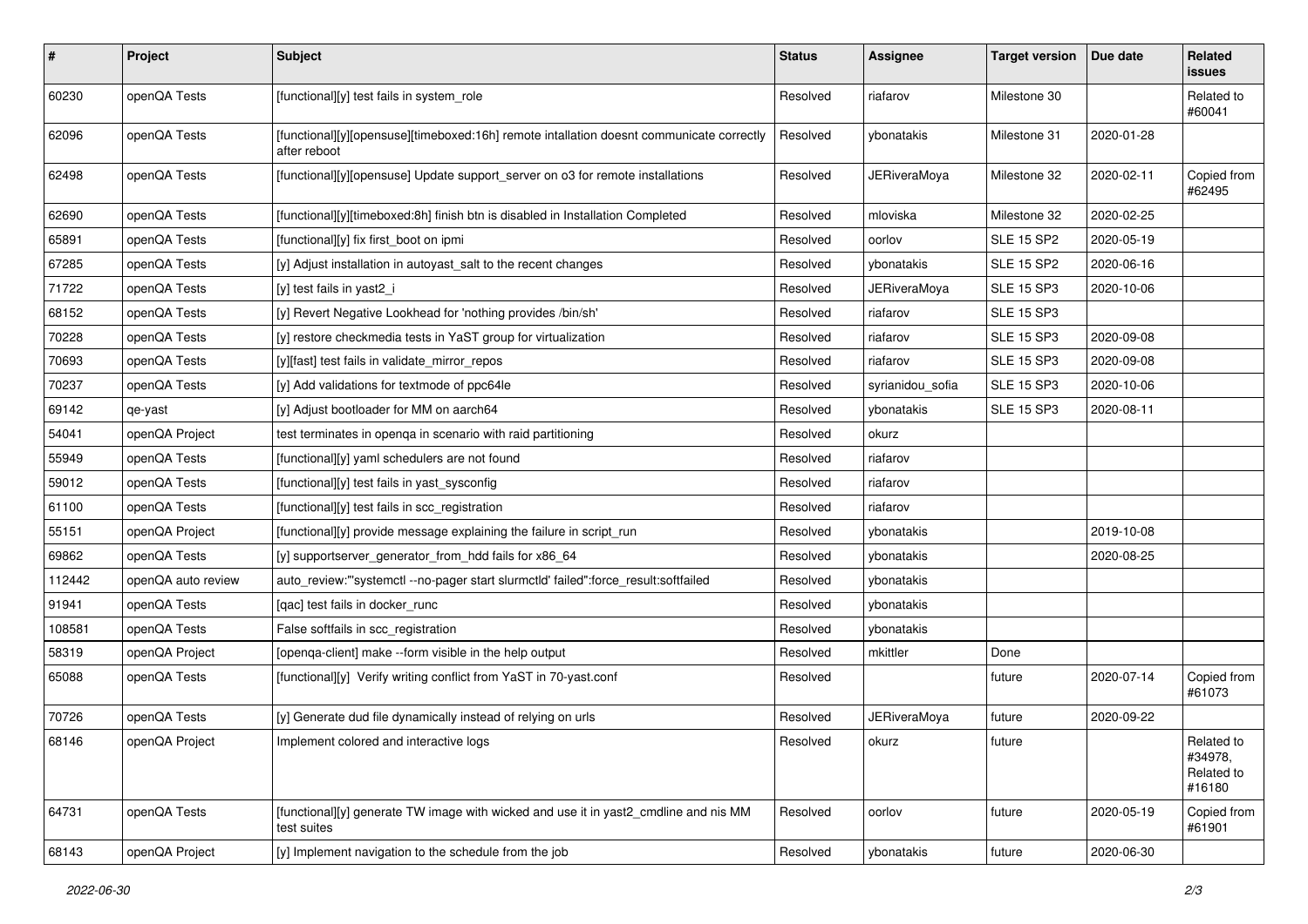| # | Project | Subject | Status | Assignee | Target version | Due date | Related issues |
|---|---|---|---|---|---|---|---|
| 60230 | openQA Tests | [functional][y] test fails in system_role | Resolved | riafarov | Milestone 30 | | Related to #60041 |
| 62096 | openQA Tests | [functional][y][opensuse][timeboxed:16h] remote intallation doesnt communicate correctly after reboot | Resolved | ybonatakis | Milestone 31 | 2020-01-28 | |
| 62498 | openQA Tests | [functional][y][opensuse] Update support_server on o3 for remote installations | Resolved | JERiveraMoya | Milestone 32 | 2020-02-11 | Copied from #62495 |
| 62690 | openQA Tests | [functional][y][timeboxed:8h] finish btn is disabled in Installation Completed | Resolved | mloviska | Milestone 32 | 2020-02-25 | |
| 65891 | openQA Tests | [functional][y] fix first_boot on ipmi | Resolved | oorlov | SLE 15 SP2 | 2020-05-19 | |
| 67285 | openQA Tests | [y] Adjust installation in autoyast_salt to the recent changes | Resolved | ybonatakis | SLE 15 SP2 | 2020-06-16 | |
| 71722 | openQA Tests | [y] test fails in yast2_i | Resolved | JERiveraMoya | SLE 15 SP3 | 2020-10-06 | |
| 68152 | openQA Tests | [y] Revert Negative Lookhead for 'nothing provides /bin/sh' | Resolved | riafarov | SLE 15 SP3 | | |
| 70228 | openQA Tests | [y] restore checkmedia tests in YaST group for virtualization | Resolved | riafarov | SLE 15 SP3 | 2020-09-08 | |
| 70693 | openQA Tests | [y][fast] test fails in validate_mirror_repos | Resolved | riafarov | SLE 15 SP3 | 2020-09-08 | |
| 70237 | openQA Tests | [y] Add validations for textmode of ppc64le | Resolved | syrianidou_sofia | SLE 15 SP3 | 2020-10-06 | |
| 69142 | qe-yast | [y] Adjust bootloader for MM on aarch64 | Resolved | ybonatakis | SLE 15 SP3 | 2020-08-11 | |
| 54041 | openQA Project | test terminates in openqa in scenario with raid partitioning | Resolved | okurz | | | |
| 55949 | openQA Tests | [functional][y] yaml schedulers are not found | Resolved | riafarov | | | |
| 59012 | openQA Tests | [functional][y] test fails in yast_sysconfig | Resolved | riafarov | | | |
| 61100 | openQA Tests | [functional][y] test fails in scc_registration | Resolved | riafarov | | | |
| 55151 | openQA Project | [functional][y] provide message explaining the failure in script_run | Resolved | ybonatakis | | 2019-10-08 | |
| 69862 | openQA Tests | [y] supportserver_generator_from_hdd fails for x86_64 | Resolved | ybonatakis | | 2020-08-25 | |
| 112442 | openQA auto review | auto_review:"'systemctl --no-pager start slurmctld' failed":force_result:softfailed | Resolved | ybonatakis | | | |
| 91941 | openQA Tests | [qac] test fails in docker_runc | Resolved | ybonatakis | | | |
| 108581 | openQA Tests | False softfails in scc_registration | Resolved | ybonatakis | | | |
| 58319 | openQA Project | [openqa-client] make --form visible in the help output | Resolved | mkittler | Done | | |
| 65088 | openQA Tests | [functional][y] Verify writing conflict from YaST in 70-yast.conf | Resolved | | future | 2020-07-14 | Copied from #61073 |
| 70726 | openQA Tests | [y] Generate dud file dynamically instead of relying on urls | Resolved | JERiveraMoya | future | 2020-09-22 | |
| 68146 | openQA Project | Implement colored and interactive logs | Resolved | okurz | future | | Related to #34978, Related to #16180 |
| 64731 | openQA Tests | [functional][y] generate TW image with wicked and use it in yast2_cmdline and nis MM test suites | Resolved | oorlov | future | 2020-05-19 | Copied from #61901 |
| 68143 | openQA Project | [y] Implement navigation to the schedule from the job | Resolved | ybonatakis | future | 2020-06-30 | |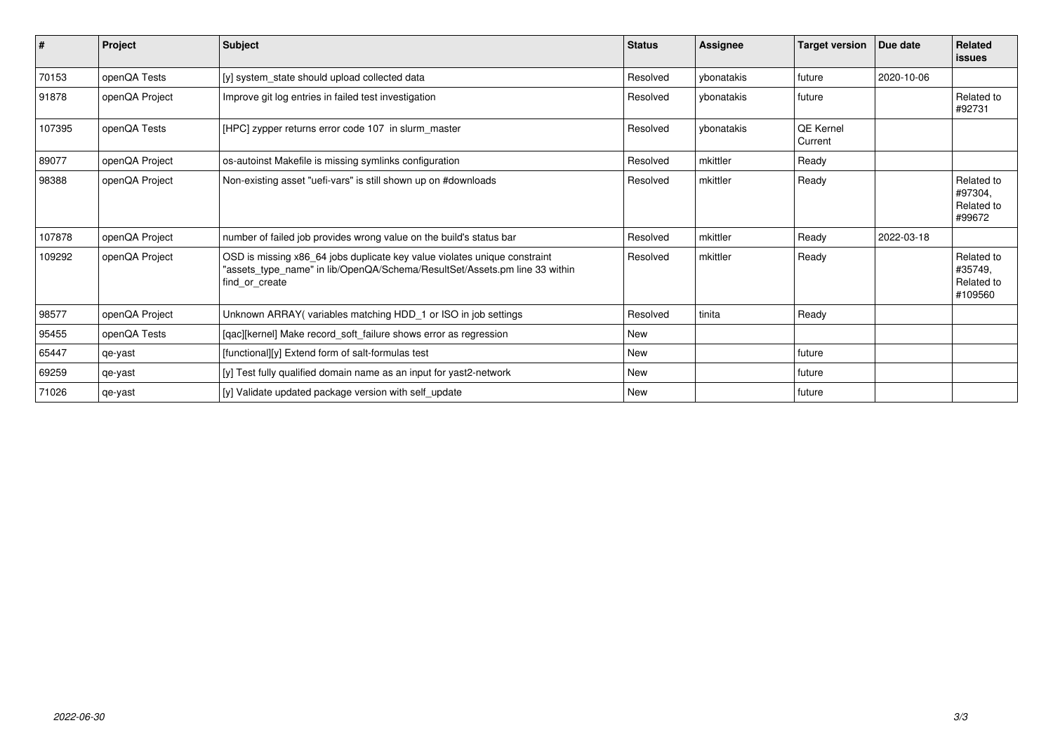| # | Project | Subject | Status | Assignee | Target version | Due date | Related issues |
|---|---|---|---|---|---|---|---|
| 70153 | openQA Tests | [y] system_state should upload collected data | Resolved | ybonatakis | future | 2020-10-06 | |
| 91878 | openQA Project | Improve git log entries in failed test investigation | Resolved | ybonatakis | future | | Related to #92731 |
| 107395 | openQA Tests | [HPC] zypper returns error code 107 in slurm_master | Resolved | ybonatakis | QE Kernel Current | | |
| 89077 | openQA Project | os-autoinst Makefile is missing symlinks configuration | Resolved | mkittler | Ready | | |
| 98388 | openQA Project | Non-existing asset "uefi-vars" is still shown up on #downloads | Resolved | mkittler | Ready | | Related to #97304, Related to #99672 |
| 107878 | openQA Project | number of failed job provides wrong value on the build's status bar | Resolved | mkittler | Ready | 2022-03-18 | |
| 109292 | openQA Project | OSD is missing x86_64 jobs duplicate key value violates unique constraint "assets_type_name" in lib/OpenQA/Schema/ResultSet/Assets.pm line 33 within find_or_create | Resolved | mkittler | Ready | | Related to #35749, Related to #109560 |
| 98577 | openQA Project | Unknown ARRAY( variables matching HDD_1 or ISO in job settings | Resolved | tinita | Ready | | |
| 95455 | openQA Tests | [qac][kernel] Make record_soft_failure shows error as regression | New | | | | |
| 65447 | qe-yast | [functional][y] Extend form of salt-formulas test | New | | future | | |
| 69259 | qe-yast | [y] Test fully qualified domain name as an input for yast2-network | New | | future | | |
| 71026 | qe-yast | [y] Validate updated package version with self_update | New | | future | | |

*2022-06-30*